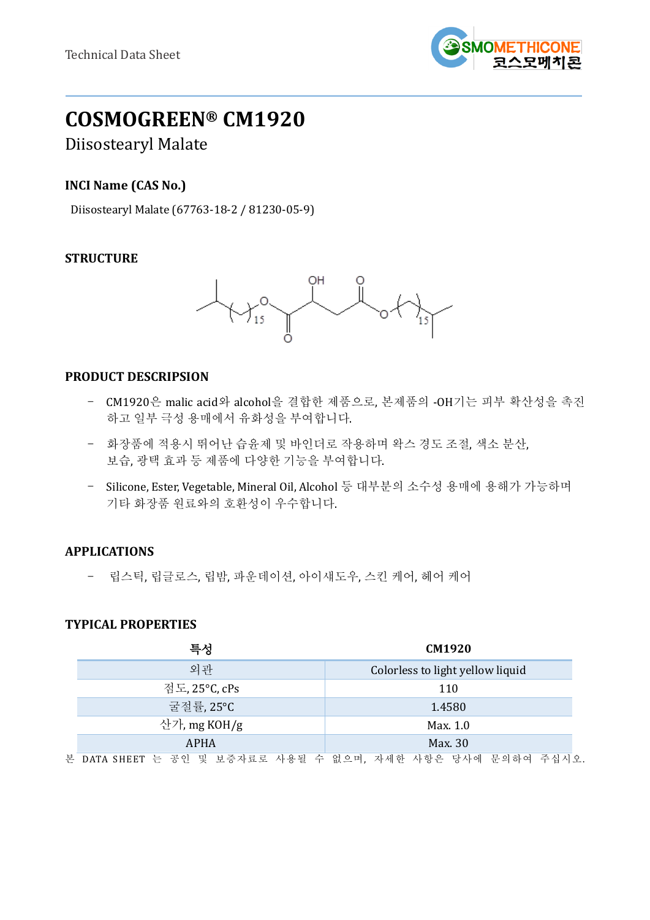Technical Data Sheet

# COSMOGREEN® CM1920

Diisostearyl Malate

### INCI Name (CAS No.)

Diisostearyl Malate (67763-18-2 / 81230-05-9)

### STRUCTURE

### PRODUCT DESCRIPSION

- CM1920은 malic acid와 alcohol을 결합한 제품으로, 본제품의 -OH기는 피부 확산성을 촉진하고 일부 극성 용매에서 유화성을 부여합니다.
- 화장품에 적용시 뛰어난 습윤제 및 바인더로 작용하며 왁스 경도 조절, 색소 분산, 보습, 광택 효과 등 제품에 다양한 기능을 부여합니다.
- Silicone, Ester, Vegetable, Mineral Oil, Alcohol 등 대부분의 소수성 용매에 용해가 가능하며 기타 화장품 원료와의 호환성이 우수합니다.

### APPLICATIONS

- 립스틱, 립글로스, 립밤, 파운데이션, 아이섀도우, 스킨 케어, 헤어 케어

### TYPICAL PROPERTIES

| 특성 | CM1920 |
|---|---|
| 외관 | Colorless to light yellow liquid |
| 점도, 25°C, cPs | 110 |
| 굴절률, 25°C | 1.4580 |
| 산가, mg KOH/g | Max. 1.0 |
| APHA | Max. 30 |

본 DATA SHEET 는 공인 및 보증자료로 사용될 수 없으며, 자세한 사항은 당사에 문의하여 주십시오.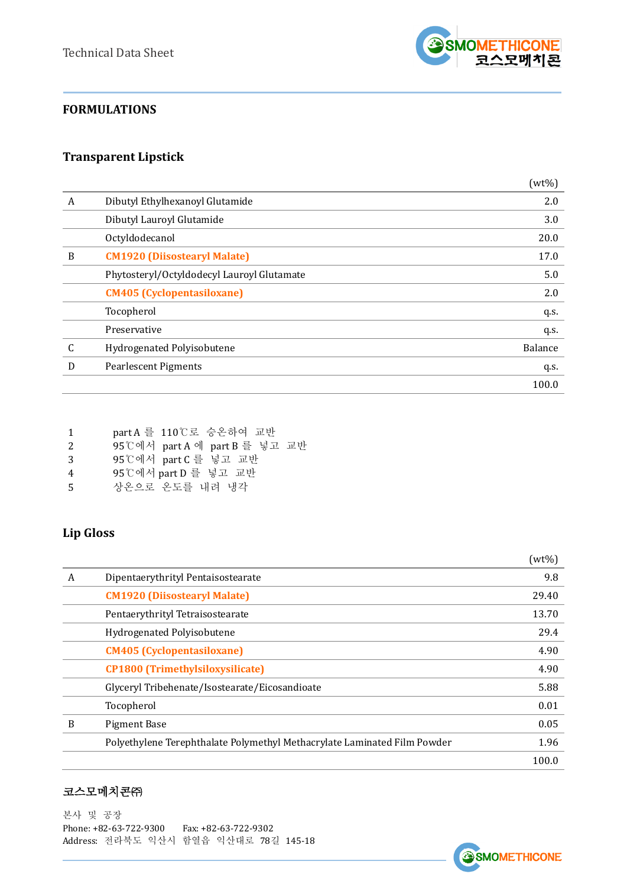## FORMULATIONS

### Transparent Lipstick

| | | (wt%) |
|---|---|---|
| A | Dibutyl Ethylhexanoyl Glutamide | 2.0 |
| | Dibutyl Lauroyl Glutamide | 3.0 |
| | Octyldodecanol | 20.0 |
| B | **CM1920 (Diisostearyl Malate)** | 17.0 |
| | Phytosteryl/Octyldodecyl Lauroyl Glutamate | 5.0 |
| | **CM405 (Cyclopentasiloxane)** | 2.0 |
| | Tocopherol | q.s. |
| | Preservative | q.s. |
| C | Hydrogenated Polyisobutene | Balance |
| D | Pearlescent Pigments | q.s. |
| | | 100.0 |

1. part A 를 110℃로 승온하여 교반
2. 95℃에서 part A 에 part B 를 넣고 교반
3. 95℃에서 part C 를 넣고 교반
4. 95℃에서 part D 를 넣고 교반
5. 상온으로 온도를 내려 냉각

### Lip Gloss

| | | (wt%) |
|---|---|---|
| A | Dipentaerythrityl Pentaisostearate | 9.8 |
| | **CM1920 (Diisostearyl Malate)** | 29.40 |
| | Pentaerythrityl Tetraisostearate | 13.70 |
| | Hydrogenated Polyisobutene | 29.4 |
| | **CM405 (Cyclopentasiloxane)** | 4.90 |
| | **CP1800 (Trimethylsiloxysilicate)** | 4.90 |
| | Glyceryl Tribehenate/Isostearate/Eicosandioate | 5.88 |
| | Tocopherol | 0.01 |
| B | Pigment Base | 0.05 |
| | Polyethylene Terephthalate Polymethyl Methacrylate Laminated Film Powder | 1.96 |
| | | 100.0 |

**코스모메치콘㈜**

본사 및 공장
Phone: +82-63-722-9300 Fax: +82-63-722-9302
Address: 전라북도 익산시 함열읍 익산대로 78길 145-18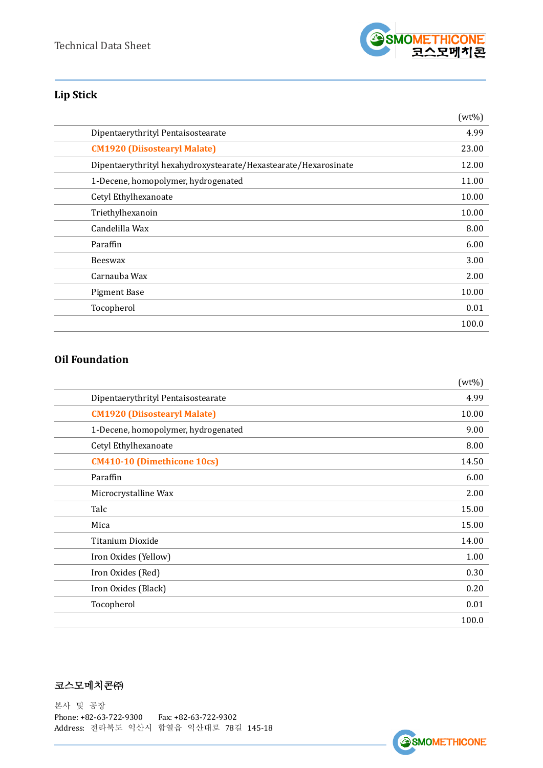## Lip Stick

| | (wt%) |
|---|---|
| Dipentaerythrityl Pentaisostearate | 4.99 |
| **CM1920 (Diisostearyl Malate)** | 23.00 |
| Dipentaerythrityl hexahydroxystearate/Hexastearate/Hexarosinate | 12.00 |
| 1-Decene, homopolymer, hydrogenated | 11.00 |
| Cetyl Ethylhexanoate | 10.00 |
| Triethylhexanoin | 10.00 |
| Candelilla Wax | 8.00 |
| Paraffin | 6.00 |
| Beeswax | 3.00 |
| Carnauba Wax | 2.00 |
| Pigment Base | 10.00 |
| Tocopherol | 0.01 |
| | 100.0 |

## Oil Foundation

| | (wt%) |
|---|---|
| Dipentaerythrityl Pentaisostearate | 4.99 |
| **CM1920 (Diisostearyl Malate)** | 10.00 |
| 1-Decene, homopolymer, hydrogenated | 9.00 |
| Cetyl Ethylhexanoate | 8.00 |
| **CM410-10 (Dimethicone 10cs)** | 14.50 |
| Paraffin | 6.00 |
| Microcrystalline Wax | 2.00 |
| Talc | 15.00 |
| Mica | 15.00 |
| Titanium Dioxide | 14.00 |
| Iron Oxides (Yellow) | 1.00 |
| Iron Oxides (Red) | 0.30 |
| Iron Oxides (Black) | 0.20 |
| Tocopherol | 0.01 |
| | 100.0 |

**코스모메치콘㈜**

본사 및 공장
Phone: +82-63-722-9300 Fax: +82-63-722-9302
Address: 전라북도 익산시 함열읍 익산대로 78길 145-18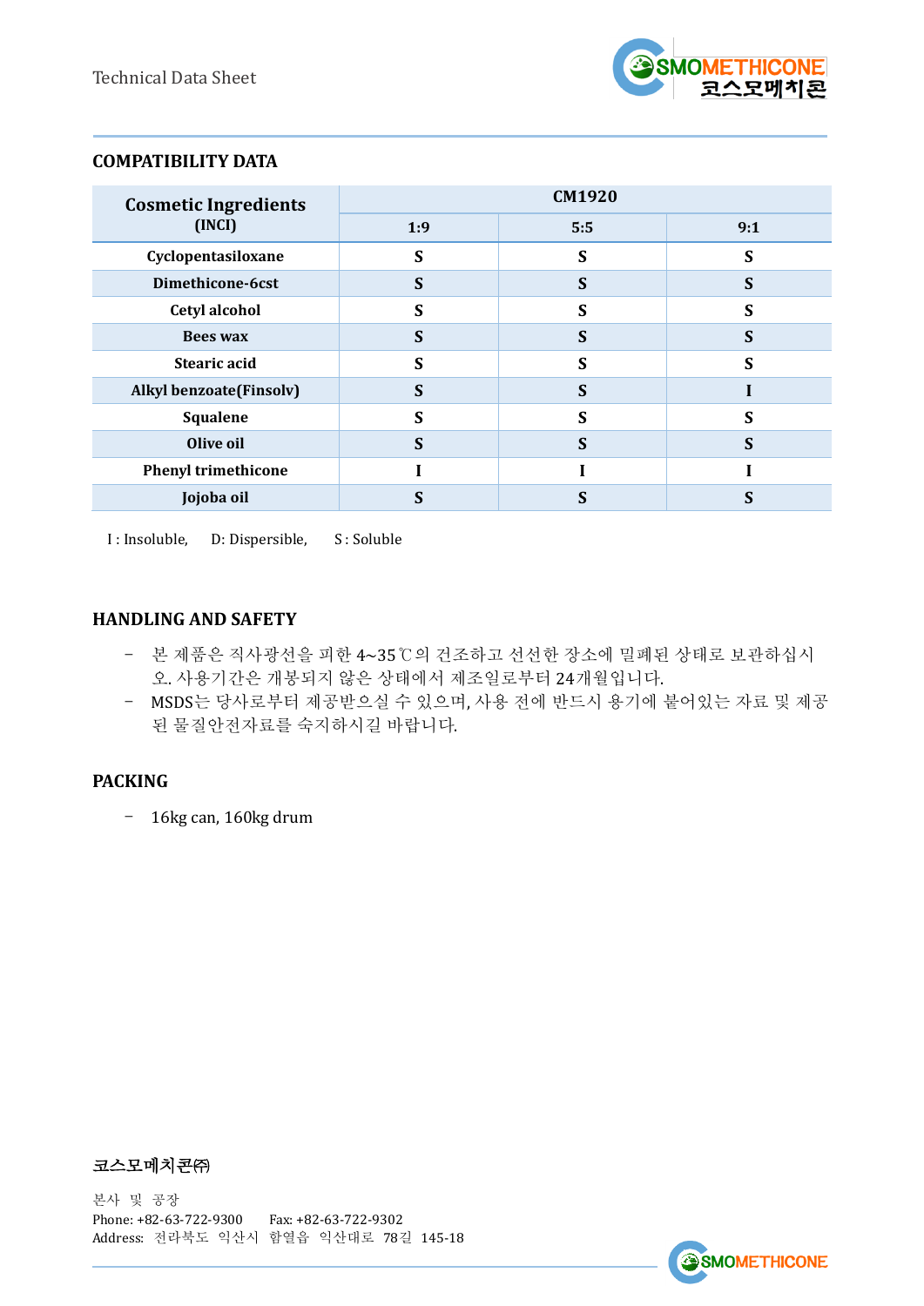## COMPATIBILITY DATA

| Cosmetic Ingredients (INCI) | CM1920 | | |
|---|---|---|---|
| | 1:9 | 5:5 | 9:1 |
| Cyclopentasiloxane | S | S | S |
| Dimethicone-6cst | S | S | S |
| Cetyl alcohol | S | S | S |
| Bees wax | S | S | S |
| Stearic acid | S | S | S |
| Alkyl benzoate(Finsolv) | S | S | I |
| Squalene | S | S | S |
| Olive oil | S | S | S |
| Phenyl trimethicone | I | I | I |
| Jojoba oil | S | S | S |

I : Insoluble,  D: Dispersible,  S : Soluble

## HANDLING AND SAFETY

- 본 제품은 직사광선을 피한 4~35℃의 건조하고 선선한 장소에 밀폐된 상태로 보관하십시오. 사용기간은 개봉되지 않은 상태에서 제조일로부터 24개월입니다.
- MSDS는 당사로부터 제공받으실 수 있으며, 사용 전에 반드시 용기에 붙어있는 자료 및 제공된 물질안전자료를 숙지하시길 바랍니다.

## PACKING

- 16kg can, 160kg drum

**코스모메치콘㈜**

본사 및 공장
Phone: +82-63-722-9300  Fax: +82-63-722-9302
Address: 전라북도 익산시 함열읍 익산대로 78길 145-18